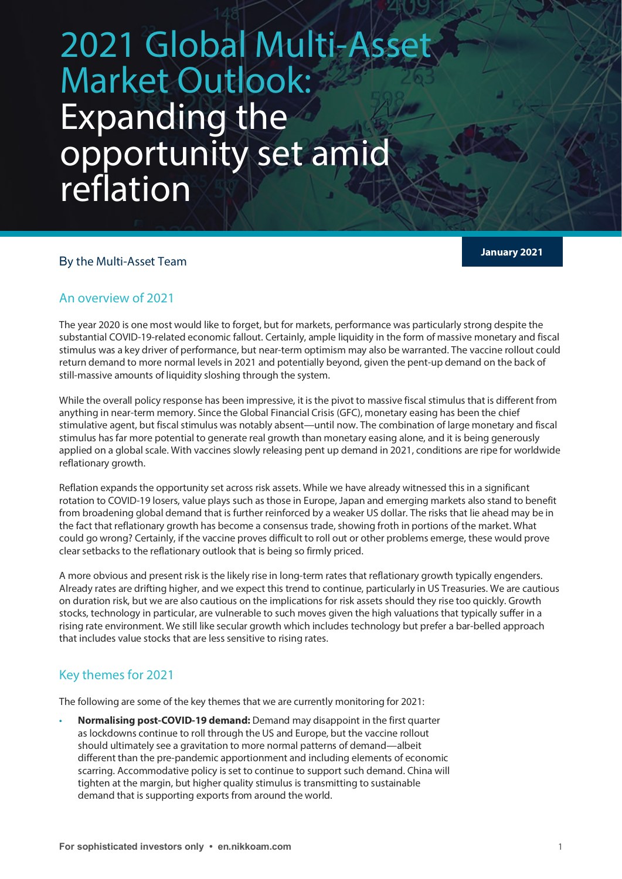# 2021 Global Multi-Asset Market Outlook: Expanding the opportunity set amid reflation

By the Multi-Asset Team

**January 2021**

## An overview of 2021

The year 2020 is one most would like to forget, but for markets, performance was particularly strong despite the substantial COVID-19-related economic fallout. Certainly, ample liquidity in the form of massive monetary and fiscal stimulus was a key driver of performance, but near-term optimism may also be warranted. The vaccine rollout could return demand to more normal levels in 2021 and potentially beyond, given the pent-up demand on the back of still-massive amounts of liquidity sloshing through the system.

While the overall policy response has been impressive, it is the pivot to massive fiscal stimulus that is different from anything in near-term memory. Since the Global Financial Crisis (GFC), monetary easing has been the chief stimulative agent, but fiscal stimulus was notably absent—until now. The combination of large monetary and fiscal stimulus has far more potential to generate real growth than monetary easing alone, and it is being generously applied on a global scale. With vaccines slowly releasing pent up demand in 2021, conditions are ripe for worldwide reflationary growth.

Reflation expands the opportunity set across risk assets. While we have already witnessed this in a significant rotation to COVID-19 losers, value plays such as those in Europe, Japan and emerging markets also stand to benefit from broadening global demand that is further reinforced by a weaker US dollar. The risks that lie ahead may be in the fact that reflationary growth has become a consensus trade, showing froth in portions of the market. What could go wrong? Certainly, if the vaccine proves difficult to roll out or other problems emerge, these would prove clear setbacks to the reflationary outlook that is being so firmly priced.

A more obvious and present risk is the likely rise in long-term rates that reflationary growth typically engenders. Already rates are drifting higher, and we expect this trend to continue, particularly in US Treasuries. We are cautious on duration risk, but we are also cautious on the implications for risk assets should they rise too quickly. Growth stocks, technology in particular, are vulnerable to such moves given the high valuations that typically suffer in a rising rate environment. We still like secular growth which includes technology but prefer a bar-belled approach that includes value stocks that are less sensitive to rising rates.

## Key themes for 2021

The following are some of the key themes that we are currently monitoring for 2021:

- **Normalising post-COVID-19 demand:** Demand may disappoint in the first quarter as lockdowns continue to roll through the US and Europe, but the vaccine rollout should ultimately see a gravitation to more normal patterns of demand—albeit different than the pre-pandemic apportionment and including elements of economic scarring. Accommodative policy is set to continue to support such demand. China will tighten at the margin, but higher quality stimulus is transmitting to sustainable demand that is supporting exports from around the world.

For sophisticated investors only • en.nikkoam.com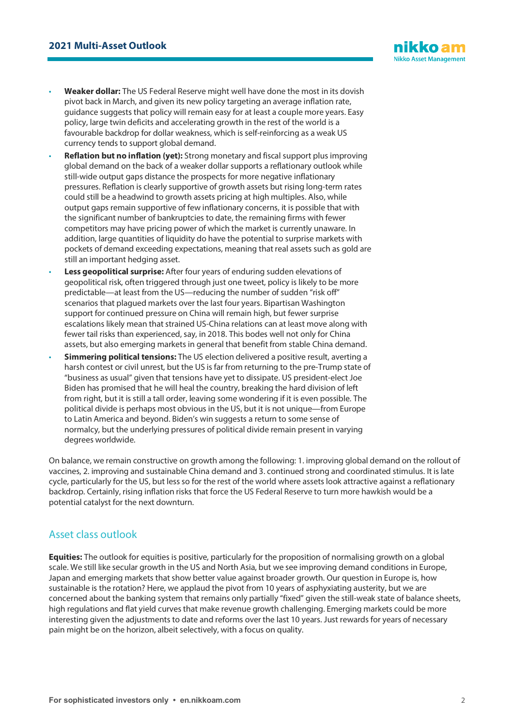- **Weaker dollar:** The US Federal Reserve might well have done the most in its dovish pivot back in March, and given its new policy targeting an average inflation rate, guidance suggests that policy will remain easy for at least a couple more years. Easy policy, large twin deficits and accelerating growth in the rest of the world is a favourable backdrop for dollar weakness, which is self-reinforcing as a weak US currency tends to support global demand.
- **Reflation but no inflation (yet):** Strong monetary and fiscal support plus improving global demand on the back of a weaker dollar supports a reflationary outlook while still-wide output gaps distance the prospects for more negative inflationary pressures. Reflation is clearly supportive of growth assets but rising long-term rates could still be a headwind to growth assets pricing at high multiples. Also, while output gaps remain supportive of few inflationary concerns, it is possible that with the significant number of bankruptcies to date, the remaining firms with fewer competitors may have pricing power of which the market is currently unaware. In addition, large quantities of liquidity do have the potential to surprise markets with pockets of demand exceeding expectations, meaning that real assets such as gold are still an important hedging asset.
- **Less geopolitical surprise:** After four years of enduring sudden elevations of geopolitical risk, often triggered through just one tweet, policy is likely to be more predictable—at least from the US—reducing the number of sudden "risk off" scenarios that plagued markets over the last four years. Bipartisan Washington support for continued pressure on China will remain high, but fewer surprise escalations likely mean that strained US-China relations can at least move along with fewer tail risks than experienced, say, in 2018. This bodes well not only for China assets, but also emerging markets in general that benefit from stable China demand.
- **Simmering political tensions:** The US election delivered a positive result, averting a harsh contest or civil unrest, but the US is far from returning to the pre-Trump state of "business as usual" given that tensions have yet to dissipate. US president-elect Joe Biden has promised that he will heal the country, breaking the hard division of left from right, but it is still a tall order, leaving some wondering if it is even possible. The political divide is perhaps most obvious in the US, but it is not unique—from Europe to Latin America and beyond. Biden's win suggests a return to some sense of normalcy, but the underlying pressures of political divide remain present in varying degrees worldwide.

On balance, we remain constructive on growth among the following: 1. improving global demand on the rollout of vaccines, 2. improving and sustainable China demand and 3. continued strong and coordinated stimulus. It is late cycle, particularly for the US, but less so for the rest of the world where assets look attractive against a reflationary backdrop. Certainly, rising inflation risks that force the US Federal Reserve to turn more hawkish would be a potential catalyst for the next downturn.

## Asset class outlook

**Equities:** The outlook for equities is positive, particularly for the proposition of normalising growth on a global scale. We still like secular growth in the US and North Asia, but we see improving demand conditions in Europe, Japan and emerging markets that show better value against broader growth. Our question in Europe is, how sustainable is the rotation? Here, we applaud the pivot from 10 years of asphyxiating austerity, but we are concerned about the banking system that remains only partially "fixed" given the still-weak state of balance sheets, high regulations and flat yield curves that make revenue growth challenging. Emerging markets could be more interesting given the adjustments to date and reforms over the last 10 years. Just rewards for years of necessary pain might be on the horizon, albeit selectively, with a focus on quality.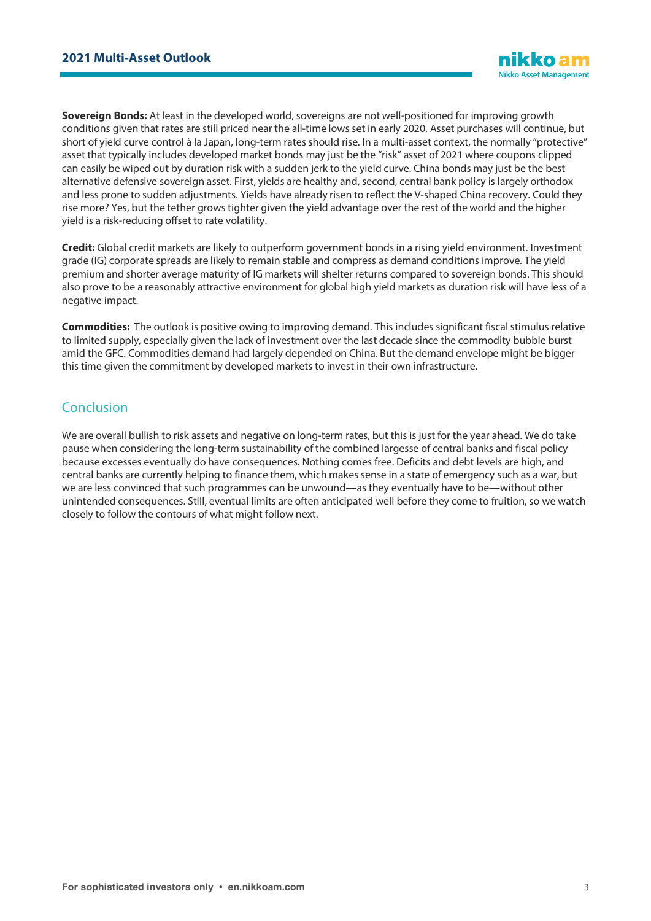**Sovereign Bonds:** At least in the developed world, sovereigns are not well-positioned for improving growth conditions given that rates are still priced near the all-time lows set in early 2020. Asset purchases will continue, but short of yield curve control à la Japan, long-term rates should rise. In a multi-asset context, the normally "protective" asset that typically includes developed market bonds may just be the "risk" asset of 2021 where coupons clipped can easily be wiped out by duration risk with a sudden jerk to the yield curve. China bonds may just be the best alternative defensive sovereign asset. First, yields are healthy and, second, central bank policy is largely orthodox and less prone to sudden adjustments. Yields have already risen to reflect the V-shaped China recovery. Could they rise more? Yes, but the tether grows tighter given the yield advantage over the rest of the world and the higher yield is a risk-reducing offset to rate volatility.

**Credit:** Global credit markets are likely to outperform government bonds in a rising yield environment. Investment grade (IG) corporate spreads are likely to remain stable and compress as demand conditions improve. The yield premium and shorter average maturity of IG markets will shelter returns compared to sovereign bonds. This should also prove to be a reasonably attractive environment for global high yield markets as duration risk will have less of a negative impact.

**Commodities:** The outlook is positive owing to improving demand. This includes significant fiscal stimulus relative to limited supply, especially given the lack of investment over the last decade since the commodity bubble burst amid the GFC. Commodities demand had largely depended on China. But the demand envelope might be bigger this time given the commitment by developed markets to invest in their own infrastructure.

## Conclusion

We are overall bullish to risk assets and negative on long-term rates, but this is just for the year ahead. We do take pause when considering the long-term sustainability of the combined largesse of central banks and fiscal policy because excesses eventually do have consequences. Nothing comes free. Deficits and debt levels are high, and central banks are currently helping to finance them, which makes sense in a state of emergency such as a war, but we are less convinced that such programmes can be unwound—as they eventually have to be—without other unintended consequences. Still, eventual limits are often anticipated well before they come to fruition, so we watch closely to follow the contours of what might follow next.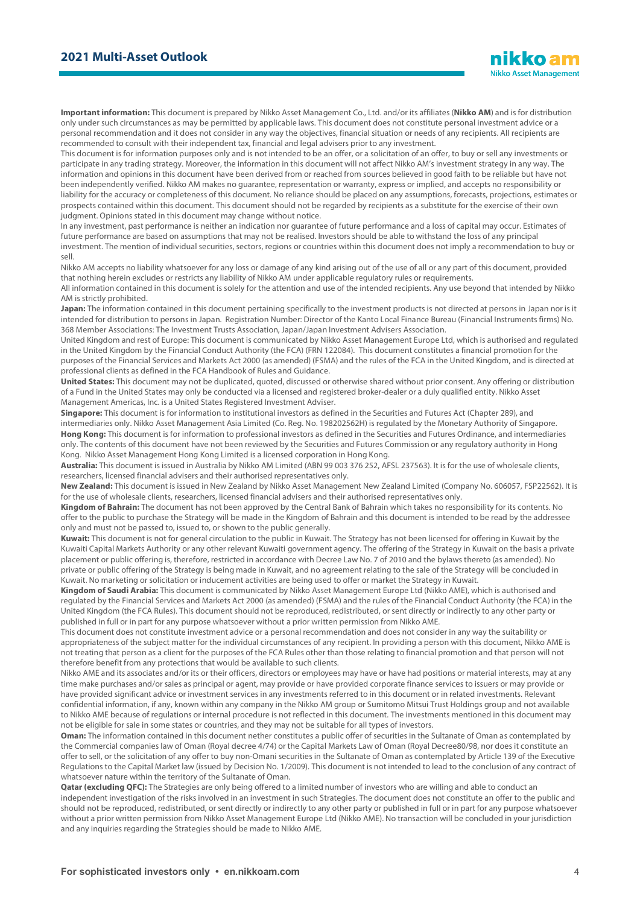**Important information:** This document is prepared by Nikko Asset Management Co., Ltd. and/or its affiliates (**Nikko AM**) and is for distribution only under such circumstances as may be permitted by applicable laws. This document does not constitute personal investment advice or a personal recommendation and it does not consider in any way the objectives, financial situation or needs of any recipients. All recipients are recommended to consult with their independent tax, financial and legal advisers prior to any investment.

This document is for information purposes only and is not intended to be an offer, or a solicitation of an offer, to buy or sell any investments or participate in any trading strategy. Moreover, the information in this document will not affect Nikko AM's investment strategy in any way. The information and opinions in this document have been derived from or reached from sources believed in good faith to be reliable but have not been independently verified. Nikko AM makes no guarantee, representation or warranty, express or implied, and accepts no responsibility or liability for the accuracy or completeness of this document. No reliance should be placed on any assumptions, forecasts, projections, estimates or prospects contained within this document. This document should not be regarded by recipients as a substitute for the exercise of their own judgment. Opinions stated in this document may change without notice.

In any investment, past performance is neither an indication nor guarantee of future performance and a loss of capital may occur. Estimates of future performance are based on assumptions that may not be realised. Investors should be able to withstand the loss of any principal investment. The mention of individual securities, sectors, regions or countries within this document does not imply a recommendation to buy or sell.

Nikko AM accepts no liability whatsoever for any loss or damage of any kind arising out of the use of all or any part of this document, provided that nothing herein excludes or restricts any liability of Nikko AM under applicable regulatory rules or requirements.

All information contained in this document is solely for the attention and use of the intended recipients. Any use beyond that intended by Nikko AM is strictly prohibited.

**Japan:** The information contained in this document pertaining specifically to the investment products is not directed at persons in Japan nor is it intended for distribution to persons in Japan. Registration Number: Director of the Kanto Local Finance Bureau (Financial Instruments firms) No. 368 Member Associations: The Investment Trusts Association, Japan/Japan Investment Advisers Association.

United Kingdom and rest of Europe: This document is communicated by Nikko Asset Management Europe Ltd, which is authorised and regulated in the United Kingdom by the Financial Conduct Authority (the FCA) (FRN 122084). This document constitutes a financial promotion for the purposes of the Financial Services and Markets Act 2000 (as amended) (FSMA) and the rules of the FCA in the United Kingdom, and is directed at professional clients as defined in the FCA Handbook of Rules and Guidance.

**United States:** This document may not be duplicated, quoted, discussed or otherwise shared without prior consent. Any offering or distribution of a Fund in the United States may only be conducted via a licensed and registered broker-dealer or a duly qualified entity. Nikko Asset Management Americas, Inc. is a United States Registered Investment Adviser.

**Singapore:** This document is for information to institutional investors as defined in the Securities and Futures Act (Chapter 289), and intermediaries only. Nikko Asset Management Asia Limited (Co. Reg. No. 198202562H) is regulated by the Monetary Authority of Singapore.

**Hong Kong:** This document is for information to professional investors as defined in the Securities and Futures Ordinance, and intermediaries only. The contents of this document have not been reviewed by the Securities and Futures Commission or any regulatory authority in Hong Kong. Nikko Asset Management Hong Kong Limited is a licensed corporation in Hong Kong.

**Australia:** This document is issued in Australia by Nikko AM Limited (ABN 99 003 376 252, AFSL 237563). It is for the use of wholesale clients, researchers, licensed financial advisers and their authorised representatives only.

**New Zealand:** This document is issued in New Zealand by Nikko Asset Management New Zealand Limited (Company No. 606057, FSP22562). It is for the use of wholesale clients, researchers, licensed financial advisers and their authorised representatives only.

**Kingdom of Bahrain:** The document has not been approved by the Central Bank of Bahrain which takes no responsibility for its contents. No offer to the public to purchase the Strategy will be made in the Kingdom of Bahrain and this document is intended to be read by the addressee only and must not be passed to, issued to, or shown to the public generally.

**Kuwait:** This document is not for general circulation to the public in Kuwait. The Strategy has not been licensed for offering in Kuwait by the Kuwaiti Capital Markets Authority or any other relevant Kuwaiti government agency. The offering of the Strategy in Kuwait on the basis a private placement or public offering is, therefore, restricted in accordance with Decree Law No. 7 of 2010 and the bylaws thereto (as amended). No private or public offering of the Strategy is being made in Kuwait, and no agreement relating to the sale of the Strategy will be concluded in Kuwait. No marketing or solicitation or inducement activities are being used to offer or market the Strategy in Kuwait.

**Kingdom of Saudi Arabia:** This document is communicated by Nikko Asset Management Europe Ltd (Nikko AME), which is authorised and regulated by the Financial Services and Markets Act 2000 (as amended) (FSMA) and the rules of the Financial Conduct Authority (the FCA) in the United Kingdom (the FCA Rules). This document should not be reproduced, redistributed, or sent directly or indirectly to any other party or published in full or in part for any purpose whatsoever without a prior written permission from Nikko AME.

This document does not constitute investment advice or a personal recommendation and does not consider in any way the suitability or appropriateness of the subject matter for the individual circumstances of any recipient. In providing a person with this document, Nikko AME is not treating that person as a client for the purposes of the FCA Rules other than those relating to financial promotion and that person will not therefore benefit from any protections that would be available to such clients.

Nikko AME and its associates and/or its or their officers, directors or employees may have or have had positions or material interests, may at any time make purchases and/or sales as principal or agent, may provide or have provided corporate finance services to issuers or may provide or have provided significant advice or investment services in any investments referred to in this document or in related investments. Relevant confidential information, if any, known within any company in the Nikko AM group or Sumitomo Mitsui Trust Holdings group and not available to Nikko AME because of regulations or internal procedure is not reflected in this document. The investments mentioned in this document may not be eligible for sale in some states or countries, and they may not be suitable for all types of investors.

**Oman:** The information contained in this document nether constitutes a public offer of securities in the Sultanate of Oman as contemplated by the Commercial companies law of Oman (Royal decree 4/74) or the Capital Markets Law of Oman (Royal Decree80/98, nor does it constitute an offer to sell, or the solicitation of any offer to buy non-Omani securities in the Sultanate of Oman as contemplated by Article 139 of the Executive Regulations to the Capital Market law (issued by Decision No. 1/2009). This document is not intended to lead to the conclusion of any contract of whatsoever nature within the territory of the Sultanate of Oman.

**Qatar (excluding QFC):** The Strategies are only being offered to a limited number of investors who are willing and able to conduct an independent investigation of the risks involved in an investment in such Strategies. The document does not constitute an offer to the public and should not be reproduced, redistributed, or sent directly or indirectly to any other party or published in full or in part for any purpose whatsoever without a prior written permission from Nikko Asset Management Europe Ltd (Nikko AME). No transaction will be concluded in your jurisdiction and any inquiries regarding the Strategies should be made to Nikko AME.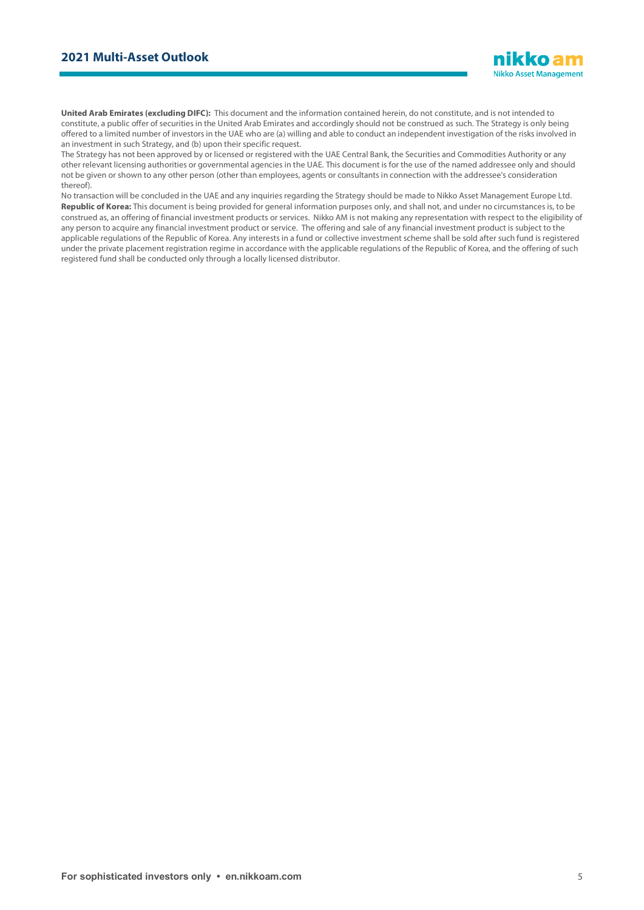**United Arab Emirates (excluding DIFC):** This document and the information contained herein, do not constitute, and is not intended to constitute, a public offer of securities in the United Arab Emirates and accordingly should not be construed as such. The Strategy is only being offered to a limited number of investors in the UAE who are (a) willing and able to conduct an independent investigation of the risks involved in an investment in such Strategy, and (b) upon their specific request.

The Strategy has not been approved by or licensed or registered with the UAE Central Bank, the Securities and Commodities Authority or any other relevant licensing authorities or governmental agencies in the UAE. This document is for the use of the named addressee only and should not be given or shown to any other person (other than employees, agents or consultants in connection with the addressee's consideration thereof).

No transaction will be concluded in the UAE and any inquiries regarding the Strategy should be made to Nikko Asset Management Europe Ltd.

**Republic of Korea:** This document is being provided for general information purposes only, and shall not, and under no circumstances is, to be construed as, an offering of financial investment products or services. Nikko AM is not making any representation with respect to the eligibility of any person to acquire any financial investment product or service. The offering and sale of any financial investment product is subject to the applicable regulations of the Republic of Korea. Any interests in a fund or collective investment scheme shall be sold after such fund is registered under the private placement registration regime in accordance with the applicable regulations of the Republic of Korea, and the offering of such registered fund shall be conducted only through a locally licensed distributor.